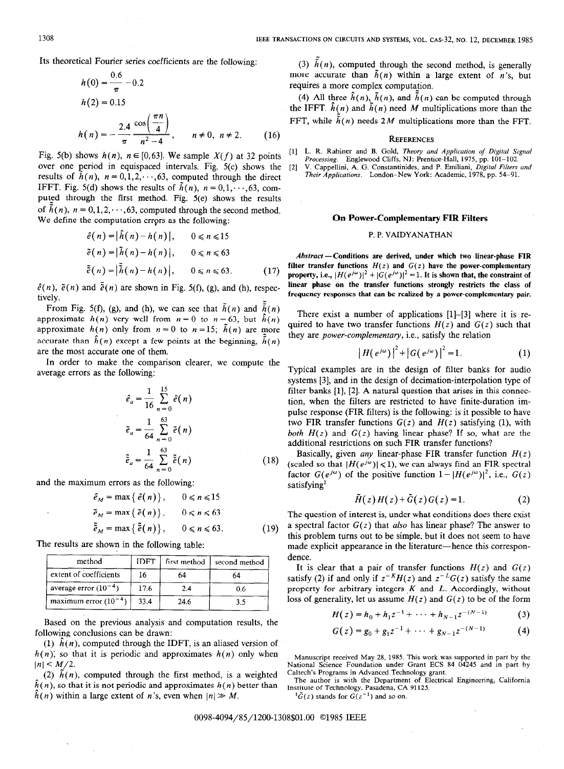Its theoretical Fourier series coefficients are the following:

$$h(0) = \frac{0.6}{\pi} - 0.2$$

$$h(2) = 0.15$$

$$h(n) = -\frac{2.4}{\pi} \frac{\cos\left(\frac{\pi n}{4}\right)}{n^2 - 4}, \qquad n \neq 0,\ n \neq 2. \tag{16}$$

Fig. 5(b) shows $h(n)$, $n \in [0,63]$. We sample $X(f)$ at 32 points over one period in equispaced intervals. Fig. 5(c) shows the results of $\hat{h}(n)$, $n = 0,1,2,\cdots,63$, computed through the direct IFFT. Fig. 5(d) shows the results of $\tilde{h}(n)$, $n = 0,1,\cdots,63$, computed through the first method. Fig. 5(e) shows the results of $\tilde{\tilde{h}}(n)$, $n = 0,1,2,\cdots,63$, computed through the second method. We define the computation errors as the following:

$$\hat{e}(n) = |\hat{h}(n) - h(n)|, \qquad 0 \leqslant n \leqslant 15$$

$$\tilde{e}(n) = |\tilde{h}(n) - h(n)|, \qquad 0 \leqslant n \leqslant 63$$

$$\tilde{\tilde{e}}(n) = |\tilde{\tilde{h}}(n) - h(n)|, \qquad 0 \leqslant n \leqslant 63. \tag{17}$$

$\hat{e}(n)$, $\tilde{e}(n)$ and $\tilde{\tilde{e}}(n)$ are shown in Fig. 5(f), (g), and (h), respectively.

From Fig. 5(f), (g), and (h), we can see that $\tilde{h}(n)$ and $\tilde{\tilde{h}}(n)$ approximate $h(n)$ very well from $n = 0$ to $n = 63$, but $\hat{h}(n)$ approximate $h(n)$ only from $n = 0$ to $n = 15$; $\tilde{h}(n)$ are more accurate than $\hat{h}(n)$ except a few points at the beginning, $\tilde{\tilde{h}}(n)$ are the most accurate one of them.

In order to make the comparison clearer, we compute the average errors as the following:

$$\hat{e}_a = \frac{1}{16} \sum_{n=0}^{15} \hat{e}(n)$$

$$\tilde{e}_a = \frac{1}{64} \sum_{n=0}^{63} \tilde{e}(n)$$

$$\tilde{\tilde{e}}_a = \frac{1}{64} \sum_{n=0}^{63} \tilde{\tilde{e}}(n) \tag{18}$$

and the maximum errors as the following:

$$\hat{e}_M = \max\{\hat{e}(n)\}, \qquad 0 \leqslant n \leqslant 15$$

$$\tilde{e}_M = \max\{\tilde{e}(n)\}, \qquad 0 \leqslant n \leqslant 63$$

$$\tilde{\tilde{e}}_M = \max\{\tilde{\tilde{e}}(n)\}, \qquad 0 \leqslant n \leqslant 63. \tag{19}$$

The results are shown in the following table:

| method | IDFT | first method | second method |
|---|---|---|---|
| extent of coefficients | 16 | 64 | 64 |
| average error ($10^{-4}$) | 17.6 | 2.4 | 0.6 |
| maximum error ($10^{-4}$) | 33.4 | 24.6 | 3.5 |

Based on the previous analysis and computation results, the following conclusions can be drawn:

(1) $\hat{h}(n)$, computed through the IDFT, is an aliased version of $h(n)$; so that it is periodic and approximates $h(n)$ only when $|n| < M/2$.

(2) $\tilde{h}(n)$, computed through the first method, is a weighted $\hat{h}(n)$, so that it is not periodic and approximates $h(n)$ better than $\hat{h}(n)$ within a large extent of $n$'s, even when $|n| \gg M$.

(3) $\tilde{\tilde{h}}(n)$, computed through the second method, is generally more accurate than $\tilde{h}(n)$ within a large extent of $n$'s, but requires a more complex computation.

(4) All three $\hat{h}(n)$, $\tilde{h}(n)$, and $\tilde{\tilde{h}}(n)$ can be computed through the IFFT. $\hat{h}(n)$ and $\tilde{h}(n)$ need $M$ multiplications more than the FFT, while $\tilde{\tilde{h}}(n)$ needs $2M$ multiplications more than the FFT.

## References

[1] L. R. Rabiner and B. Gold, *Theory and Application of Digital Signal Processing*. Englewood Cliffs, NJ: Prentice-Hall, 1975, pp. 101–102.

[2] V. Cappellini, A. G. Constantinides, and P. Emiliani, *Digital Filters and Their Applications*. London–New York: Academic, 1978, pp. 54–91.

# On Power-Complementary FIR Filters

P. P. VAIDYANATHAN

***Abstract*—Conditions are derived, under which two linear-phase FIR filter transfer functions $H(z)$ and $G(z)$ have the power-complementary property, i.e., $|H(e^{j\omega})|^2 + |G(e^{j\omega})|^2 = 1$. It is shown that, the constraint of linear phase on the transfer functions strongly restricts the class of frequency responses that can be realized by a power-complementary pair.**

There exist a number of applications [1]–[3] where it is required to have two transfer functions $H(z)$ and $G(z)$ such that they are *power-complementary*, i.e., satisfy the relation

$$|H(e^{j\omega})|^2 + |G(e^{j\omega})|^2 = 1. \tag{1}$$

Typical examples are in the design of filter banks for audio systems [3], and in the design of decimation-interpolation type of filter banks [1], [2]. A natural question that arises in this connection, when the filters are restricted to have finite-duration impulse response (FIR filters) is the following: is it possible to have two FIR transfer functions $G(z)$ and $H(z)$ satisfying (1), with *both* $H(z)$ and $G(z)$ having linear phase? If so, what are the additional restrictions on such FIR transfer functions?

Basically, given *any* linear-phase FIR transfer function $H(z)$ (scaled so that $|H(e^{j\omega})| \leqslant 1$), we can always find an FIR spectral factor $G(e^{j\omega})$ of the positive function $1 - |H(e^{j\omega})|^2$, i.e., $G(z)$ satisfying[1]

$$\tilde{H}(z)H(z) + \tilde{G}(z)G(z) = 1. \tag{2}$$

The question of interest is, under what conditions does there exist a spectral factor $G(z)$ that *also* has linear phase? The answer to this problem turns out to be simple, but it does not seem to have made explicit appearance in the literature—hence this correspondence.

It is clear that a pair of transfer functions $H(z)$ and $G(z)$ satisfy (2) if and only if $z^{-K}H(z)$ and $z^{-L}G(z)$ satisfy the same property for arbitrary integers $K$ and $L$. Accordingly, without loss of generality, let us assume $H(z)$ and $G(z)$ to be of the form

$$H(z) = h_0 + h_1 z^{-1} + \cdots + h_{N-1} z^{-(N-1)} \tag{3}$$

$$G(z) = g_0 + g_1 z^{-1} + \cdots + g_{N-1} z^{-(N-1)} \tag{4}$$

Manuscript received May 28, 1985. This work was supported in part by the National Science Foundation under Grant ECS 84 04245 and in part by Caltech's Programs in Advanced Technology grant.

The author is with the Department of Electrical Engineering, California Institute of Technology, Pasadena, CA 91125.

[1] $\tilde{G}(z)$ stands for $G(z^{-1})$ and so on.

0098-4094/85/1200-1308$01.00 ©1985 IEEE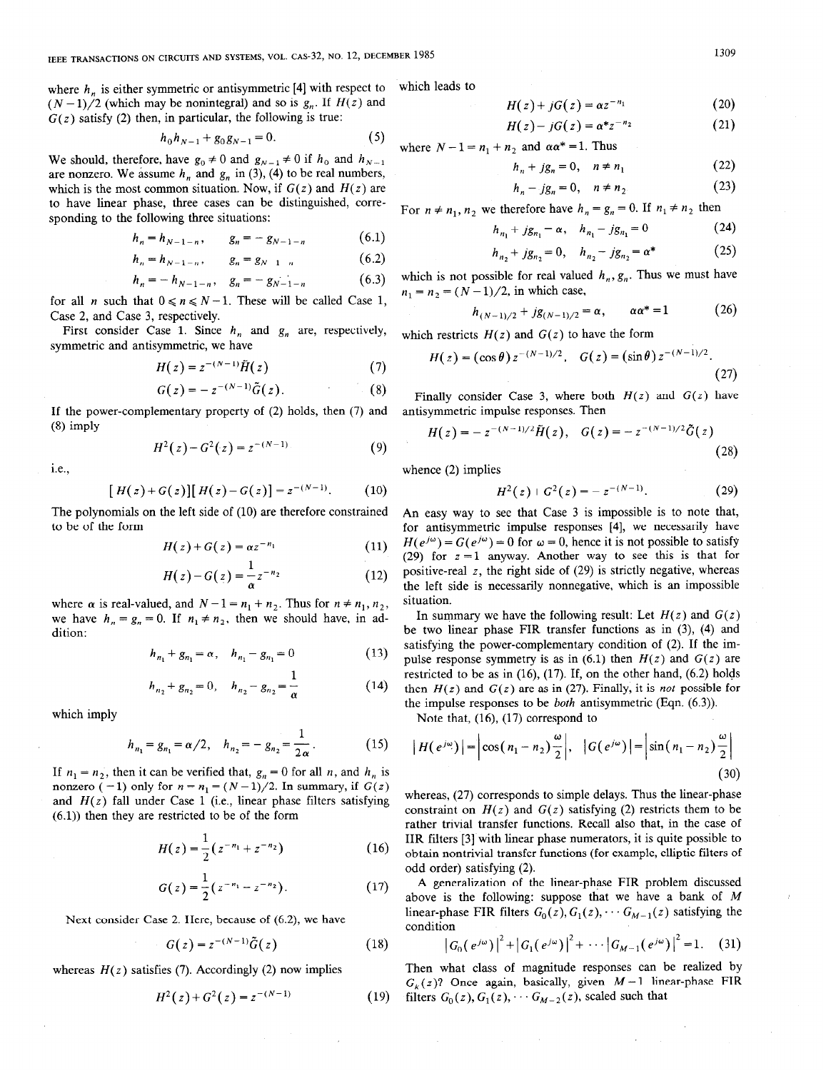where $h_n$ is either symmetric or antisymmetric [4] with respect to $(N-1)/2$ (which may be nonintegral) and so is $g_n$. If $H(z)$ and $G(z)$ satisfy (2) then, in particular, the following is true:

$$h_0 h_{N-1} + g_0 g_{N-1} = 0. \tag{5}$$

We should, therefore, have $g_0 \neq 0$ and $g_{N-1} \neq 0$ if $h_0$ and $h_{N-1}$ are nonzero. We assume $h_n$ and $g_n$ in (3), (4) to be real numbers, which is the most common situation. Now, if $G(z)$ and $H(z)$ are to have linear phase, three cases can be distinguished, corresponding to the following three situations:

$$h_n = h_{N-1-n}, \qquad g_n = -g_{N-1-n} \tag{6.1}$$

$$h_n = h_{N-1-n}, \qquad g_n = g_{N-1-n} \tag{6.2}$$

$$h_n = -h_{N-1-n}, \qquad g_n = -g_{N-1-n} \tag{6.3}$$

for all $n$ such that $0 \leqslant n \leqslant N-1$. These will be called Case 1, Case 2, and Case 3, respectively.

First consider Case 1. Since $h_n$ and $g_n$ are, respectively, symmetric and antisymmetric, we have

$$H(z) = z^{-(N-1)}\tilde{H}(z) \tag{7}$$

$$G(z) = -z^{-(N-1)}\tilde{G}(z). \tag{8}$$

If the power-complementary property of (2) holds, then (7) and (8) imply

$$H^2(z) - G^2(z) = z^{-(N-1)} \tag{9}$$

i.e.,

$$[H(z)+G(z)][H(z)-G(z)] = z^{-(N-1)}. \tag{10}$$

The polynomials on the left side of (10) are therefore constrained to be of the form

$$H(z)+G(z) = \alpha z^{-n_1} \tag{11}$$

$$H(z)-G(z) = \frac{1}{\alpha} z^{-n_2} \tag{12}$$

where $\alpha$ is real-valued, and $N-1 = n_1 + n_2$. Thus for $n \neq n_1, n_2$, we have $h_n = g_n = 0$. If $n_1 \neq n_2$, then we should have, in addition:

$$h_{n_1} + g_{n_1} = \alpha, \quad h_{n_1} - g_{n_1} = 0 \tag{13}$$

$$h_{n_2} + g_{n_2} = 0, \quad h_{n_2} - g_{n_2} = \frac{1}{\alpha} \tag{14}$$

which imply

$$h_{n_1} = g_{n_1} = \alpha/2, \quad h_{n_2} = -g_{n_2} = \frac{1}{2\alpha}. \tag{15}$$

If $n_1 = n_2$, then it can be verified that, $g_n = 0$ for all $n$, and $h_n$ is nonzero $(-1)$ only for $n = n_1 = (N-1)/2$. In summary, if $G(z)$ and $H(z)$ fall under Case 1 (i.e., linear phase filters satisfying (6.1)) then they are restricted to be of the form

$$H(z) = \frac{1}{2}(z^{-n_1} + z^{-n_2}) \tag{16}$$

$$G(z) = \frac{1}{2}(z^{-n_1} - z^{-n_2}). \tag{17}$$

Next consider Case 2. Here, because of (6.2), we have

$$G(z) = z^{-(N-1)}\tilde{G}(z) \tag{18}$$

whereas $H(z)$ satisfies (7). Accordingly (2) now implies

$$H^2(z) + G^2(z) = z^{-(N-1)} \tag{19}$$

which leads to

$$H(z) + jG(z) = \alpha z^{-n_1} \tag{20}$$

$$H(z) - jG(z) = \alpha^* z^{-n_2} \tag{21}$$

where $N-1 = n_1 + n_2$ and $\alpha\alpha^* = 1$. Thus

$$h_n + jg_n = 0, \quad n \neq n_1 \tag{22}$$

$$h_n - jg_n = 0, \quad n \neq n_2 \tag{23}$$

For $n \neq n_1, n_2$ we therefore have $h_n = g_n = 0$. If $n_1 \neq n_2$ then

$$h_{n_1} + jg_{n_1} - \alpha, \quad h_{n_1} - jg_{n_1} = 0 \tag{24}$$

$$h_{n_2} + jg_{n_2} = 0, \quad h_{n_2} - jg_{n_2} = \alpha^* \tag{25}$$

which is not possible for real valued $h_n, g_n$. Thus we must have $n_1 = n_2 = (N-1)/2$, in which case,

$$h_{(N-1)/2} + jg_{(N-1)/2} = \alpha, \qquad \alpha\alpha^* = 1 \tag{26}$$

which restricts $H(z)$ and $G(z)$ to have the form

$$H(z) = (\cos\theta) z^{-(N-1)/2}, \quad G(z) = (\sin\theta) z^{-(N-1)/2}. \tag{27}$$

Finally consider Case 3, where both $H(z)$ and $G(z)$ have antisymmetric impulse responses. Then

$$H(z) = -z^{-(N-1)/2}\tilde{H}(z), \quad G(z) = -z^{-(N-1)/2}\tilde{G}(z) \tag{28}$$

whence (2) implies

$$H^2(z) + G^2(z) = -z^{-(N-1)}. \tag{29}$$

An easy way to see that Case 3 is impossible is to note that, for antisymmetric impulse responses [4], we necessarily have $H(e^{j\omega}) = G(e^{j\omega}) = 0$ for $\omega = 0$, hence it is not possible to satisfy (29) for $z = 1$ anyway. Another way to see this is that for positive-real $z$, the right side of (29) is strictly negative, whereas the left side is necessarily nonnegative, which is an impossible situation.

In summary we have the following result: Let $H(z)$ and $G(z)$ be two linear phase FIR transfer functions as in (3), (4) and satisfying the power-complementary condition of (2). If the impulse response symmetry is as in (6.1) then $H(z)$ and $G(z)$ are restricted to be as in (16), (17). If, on the other hand, (6.2) holds then $H(z)$ and $G(z)$ are as in (27). Finally, it is *not* possible for the impulse responses to be *both* antisymmetric (Eqn. (6.3)).

Note that, (16), (17) correspond to

$$|H(e^{j\omega})| = \left|\cos(n_1 - n_2)\frac{\omega}{2}\right|, \quad |G(e^{j\omega})| = \left|\sin(n_1 - n_2)\frac{\omega}{2}\right| \tag{30}$$

whereas, (27) corresponds to simple delays. Thus the linear-phase constraint on $H(z)$ and $G(z)$ satisfying (2) restricts them to be rather trivial transfer functions. Recall also that, in the case of IIR filters [3] with linear phase numerators, it is quite possible to obtain nontrivial transfer functions (for example, elliptic filters of odd order) satisfying (2).

A generalization of the linear-phase FIR problem discussed above is the following: suppose that we have a bank of $M$ linear-phase FIR filters $G_0(z), G_1(z), \cdots G_{M-1}(z)$ satisfying the condition

$$|G_0(e^{j\omega})|^2 + |G_1(e^{j\omega})|^2 + \cdots |G_{M-1}(e^{j\omega})|^2 = 1. \tag{31}$$

Then what class of magnitude responses can be realized by $G_k(z)$? Once again, basically, given $M-1$ linear-phase FIR filters $G_0(z), G_1(z), \cdots G_{M-2}(z)$, scaled such that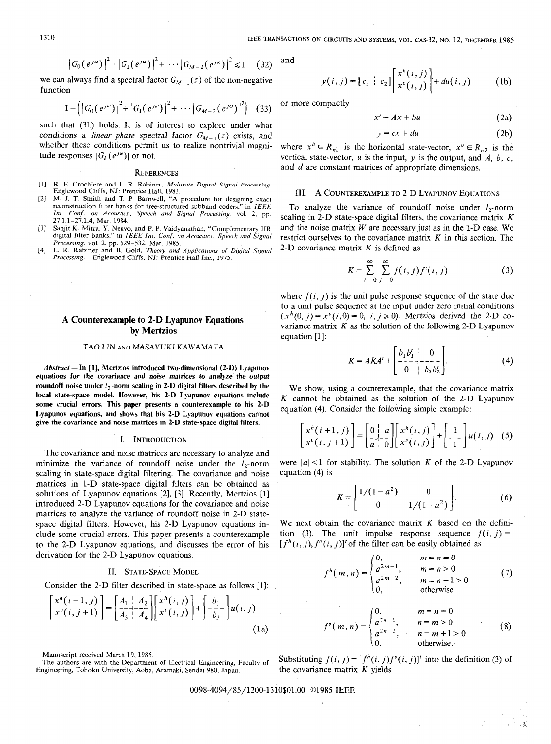$$|G_0(e^{j\omega})|^2 + |G_1(e^{j\omega})|^2 + \cdots |G_{M-2}(e^{j\omega})|^2 \leq 1 \quad (32)$$

we can always find a spectral factor $G_{M-1}(z)$ of the non-negative function

$$1 - \left(|G_0(e^{j\omega})|^2 + |G_1(e^{j\omega})|^2 + \cdots |G_{M-2}(e^{j\omega})|^2\right) \quad (33)$$

such that (31) holds. It is of interest to explore under what conditions a *linear phase* spectral factor $G_{M-1}(z)$ exists, and whether these conditions permit us to realize nontrivial magnitude responses $|G_k(e^{j\omega})|$ or not.

## References

[1] R. E. Crochiere and L. R. Rabiner, *Multirate Digital Signal Processing*. Englewood Cliffs, NJ: Prentice Hall, 1983.

[2] M. J. T. Smith and T. P. Barnwell, "A procedure for designing exact reconstruction filter banks for tree-structured subband coders," in *IEEE Int. Conf. on Acoustics, Speech and Signal Processing*, vol. 2, pp. 27.1.1–27.1.4, Mar. 1984.

[3] Sanjit K. Mitra, Y. Neuvo, and P. P. Vaidyanathan, "Complementary IIR digital filter banks," in *IEEE Int. Conf. on Acoustics, Speech and Signal Processing*, vol. 2, pp. 529–532, Mar. 1985.

[4] L. R. Rabiner and B. Gold, *Theory and Applications of Digital Signal Processing*. Englewood Cliffs, NJ: Prentice Hall Inc., 1975.

# A Counterexample to 2-D Lyapunov Equations by Mertzios

TAO LIN AND MASAYUKI KAWAMATA

***Abstract*** **—In [1], Mertzios introduced two-dimensional (2-D) Lyapunov equations for the covariance and noise matrices to analyze the output roundoff noise under $l_2$-norm scaling in 2-D digital filters described by the local state-space model. However, his 2-D Lyapunov equations include some crucial errors. This paper presents a counterexample to his 2-D Lyapunov equations, and shows that his 2-D Lyapunov equations cannot give the covariance and noise matrices in 2-D state-space digital filters.**

## I. Introduction

The covariance and noise matrices are necessary to analyze and minimize the variance of roundoff noise under the $l_2$-norm scaling in state-space digital filtering. The covariance and noise matrices in 1-D state-space digital filters can be obtained as solutions of Lyapunov equations [2], [3]. Recently, Mertzios [1] introduced 2-D Lyapunov equations for the covariance and noise matrices to analyze the variance of roundoff noise in 2-D state-space digital filters. However, his 2-D Lyapunov equations include some crucial errors. This paper presents a counterexample to the 2-D Lyapunov equations, and discusses the error of his derivation for the 2-D Lyapunov equations.

## II. State-Space Model

Consider the 2-D filter described in state-space as follows [1]:

$$\begin{bmatrix} x^h(i+1,j) \\ x^v(i,j+1) \end{bmatrix} = \begin{bmatrix} A_1 & A_2 \\ A_3 & A_4 \end{bmatrix} \begin{bmatrix} x^h(i,j) \\ x^v(i,j) \end{bmatrix} + \begin{bmatrix} b_1 \\ b_2 \end{bmatrix} u(i,j) \quad (1a)$$

and

$$y(i,j) = \begin{bmatrix} c_1 & c_2 \end{bmatrix} \begin{bmatrix} x^h(i,j) \\ x^v(i,j) \end{bmatrix} + du(i,j) \quad (1b)$$

or more compactly

$$x' = Ax + bu \quad (2a)$$

$$y = cx + du \quad (2b)$$

where $x^h \in R_{n1}$ is the horizontal state-vector, $x^v \in R_{n2}$ is the vertical state-vector, $u$ is the input, $y$ is the output, and $A$, $b$, $c$, and $d$ are constant matrices of appropriate dimensions.

## III. A Counterexample to 2-D Lyapunov Equations

To analyze the variance of roundoff noise under $l_2$-norm scaling in 2-D state-space digital filters, the covariance matrix $K$ and the noise matrix $W$ are necessary just as in the 1-D case. We restrict ourselves to the covariance matrix $K$ in this section. The 2-D covariance matrix $K$ is defined as

$$K = \sum_{i=0}^{\infty} \sum_{j=0}^{\infty} f(i,j) f^t(i,j) \quad (3)$$

where $f(i,j)$ is the unit pulse response sequence of the state due to a unit pulse sequence at the input under zero initial conditions ($x^h(0,j) = x^v(i,0) = 0$, $i, j \geq 0$). Mertzios derived the 2-D covariance matrix $K$ as the solution of the following 2-D Lyapunov equation [1]:

$$K = AKA^t + \begin{bmatrix} b_1 b_1^t & 0 \\ 0 & b_2 b_2^t \end{bmatrix}. \quad (4)$$

We show, using a counterexample, that the covariance matrix $K$ cannot be obtained as the solution of the 2-D Lyapunov equation (4). Consider the following simple example:

$$\begin{bmatrix} x^h(i+1,j) \\ x^v(i,j+1) \end{bmatrix} = \begin{bmatrix} 0 & a \\ a & 0 \end{bmatrix} \begin{bmatrix} x^h(i,j) \\ x^v(i,j) \end{bmatrix} + \begin{bmatrix} 1 \\ 1 \end{bmatrix} u(i,j) \quad (5)$$

were $|a| < 1$ for stability. The solution $K$ of the 2-D Lyapunov equation (4) is

$$K = \begin{bmatrix} 1/(1-a^2) & 0 \\ 0 & 1/(1-a^2) \end{bmatrix}. \quad (6)$$

We next obtain the covariance matrix $K$ based on the definition (3). The unit impulse response sequence $f(i,j) = [f^h(i,j), f^v(i,j)]^t$ of the filter can be easily obtained as

$$f^h(m,n) = \begin{cases} 0, & m = n = 0 \\ a^{2m-1}, & m = n > 0 \\ a^{2m-2}, & m = n+1 > 0 \\ 0, & \text{otherwise} \end{cases} \quad (7)$$

$$f^v(m,n) = \begin{cases} 0, & m = n = 0 \\ a^{2n-1}, & n = m > 0 \\ a^{2n-2}, & n = m+1 > 0 \\ 0, & \text{otherwise.} \end{cases} \quad (8)$$

Substituting $f(i,j) = [f^h(i,j) f^v(i,j)]^t$ into the definition (3) of the covariance matrix $K$ yields

Manuscript received March 19, 1985.

The authors are with the Department of Electrical Engineering, Faculty of Engineering, Tohoku University, Aoba, Aramaki, Sendai 980, Japan.